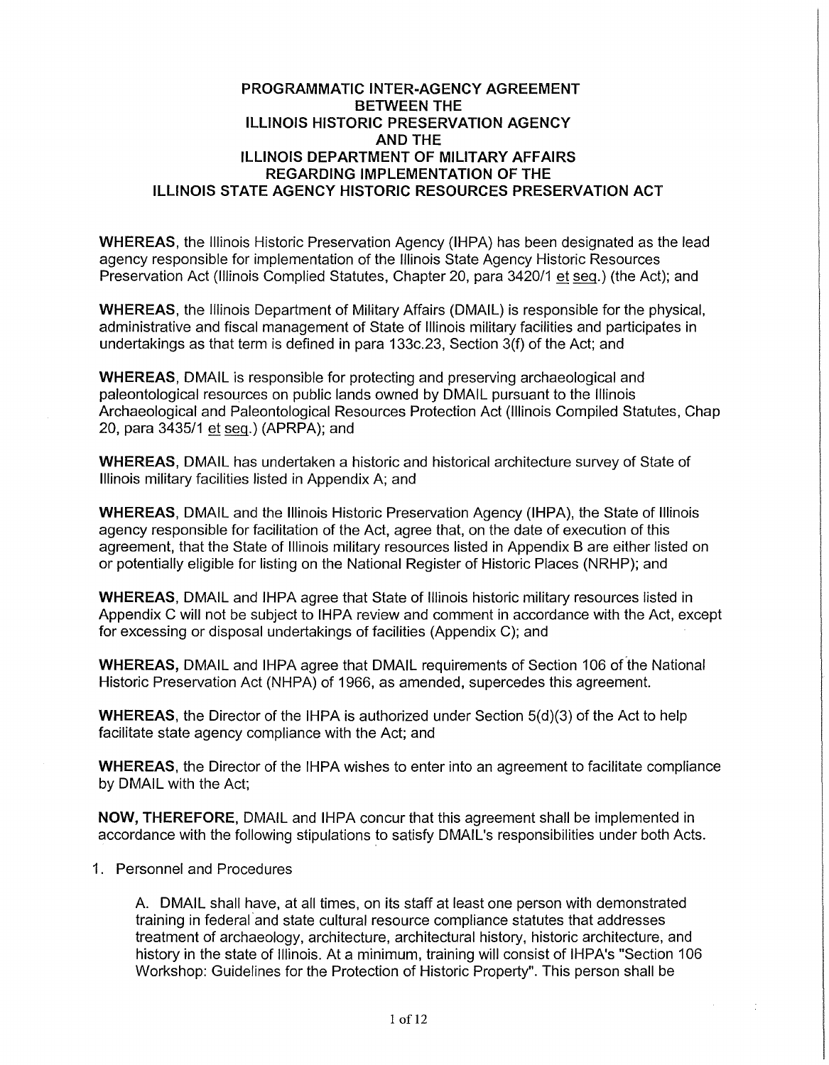# PROGRAMMATIC INTER-AGENCY AGREEMENT BETWEEN THE ILLINOIS HISTORIC PRESERVATION AGENCY AND THE ILLINOIS DEPARTMENT OF MILITARY AFFAIRS REGARDING IMPLEMENTATION OF THE ILLINOIS STATE AGENCY HISTORIC RESOURCES PRESERVATION ACT

**WHEREAS**, the Illinois Historic Preservation Agency (IHPA) has been designated as the lead agency responsible for implementation of the Illinois State Agency Historic Resources Preservation Act (Illinois Complied Statutes, Chapter 20, para 3420/1 et seq.) (the Act); and

**WHEREAS**, the Illinois Department of Military Affairs (DMAIL) is responsible for the physical, administrative and fiscal management of State of Illinois military facilities and participates in undertakings as that term is defined in para 133c.23, Section 3(f) of the Act; and

**WHEREAS**, DMAIL is responsible for protecting and preserving archaeological and paleontological resources on public lands owned by DMAIL pursuant to the Illinois Archaeological and Paleontological Resources Protection Act (Illinois Compiled Statutes, Chap 20, para 3435/1 et seq.) (APRPA); and

**WHEREAS**, DMAIL has undertaken a historic and historical architecture survey of State of Illinois military facilities listed in Appendix A; and

**WHEREAS**, DMAIL and the Illinois Historic Preservation Agency (IHPA), the State of Illinois agency responsible for facilitation of the Act, agree that, on the date of execution of this agreement, that the State of Illinois military resources listed in Appendix B are either listed on or potentially eligible for listing on the National Register of Historic Places (NRHP); and

**WHEREAS**, DMAIL and IHPA agree that State of Illinois historic military resources listed in Appendix C will not be subject to IHPA review and comment in accordance with the Act, except for excessing or disposal undertakings of facilities (Appendix C); and

**WHEREAS,** DMAIL and IHPA agree that DMAIL requirements of Section 106 of the National Historic Preservation Act (NHPA) of 1966, as amended, supercedes this agreement.

**WHEREAS**, the Director of the IHPA is authorized under Section 5(d)(3) of the Act to help facilitate state agency compliance with the Act; and

**WHEREAS**, the Director of the IHPA wishes to enter into an agreement to facilitate compliance by DMAIL with the Act;

**NOW, THEREFORE**, DMAIL and IHPA concur that this agreement shall be implemented in accordance with the following stipulations to satisfy DMAIL's responsibilities under both Acts.

1. Personnel and Procedures

   A. DMAIL shall have, at all times, on its staff at least one person with demonstrated training in federal and state cultural resource compliance statutes that addresses treatment of archaeology, architecture, architectural history, historic architecture, and history in the state of Illinois. At a minimum, training will consist of IHPA's "Section 106 Workshop: Guidelines for the Protection of Historic Property". This person shall be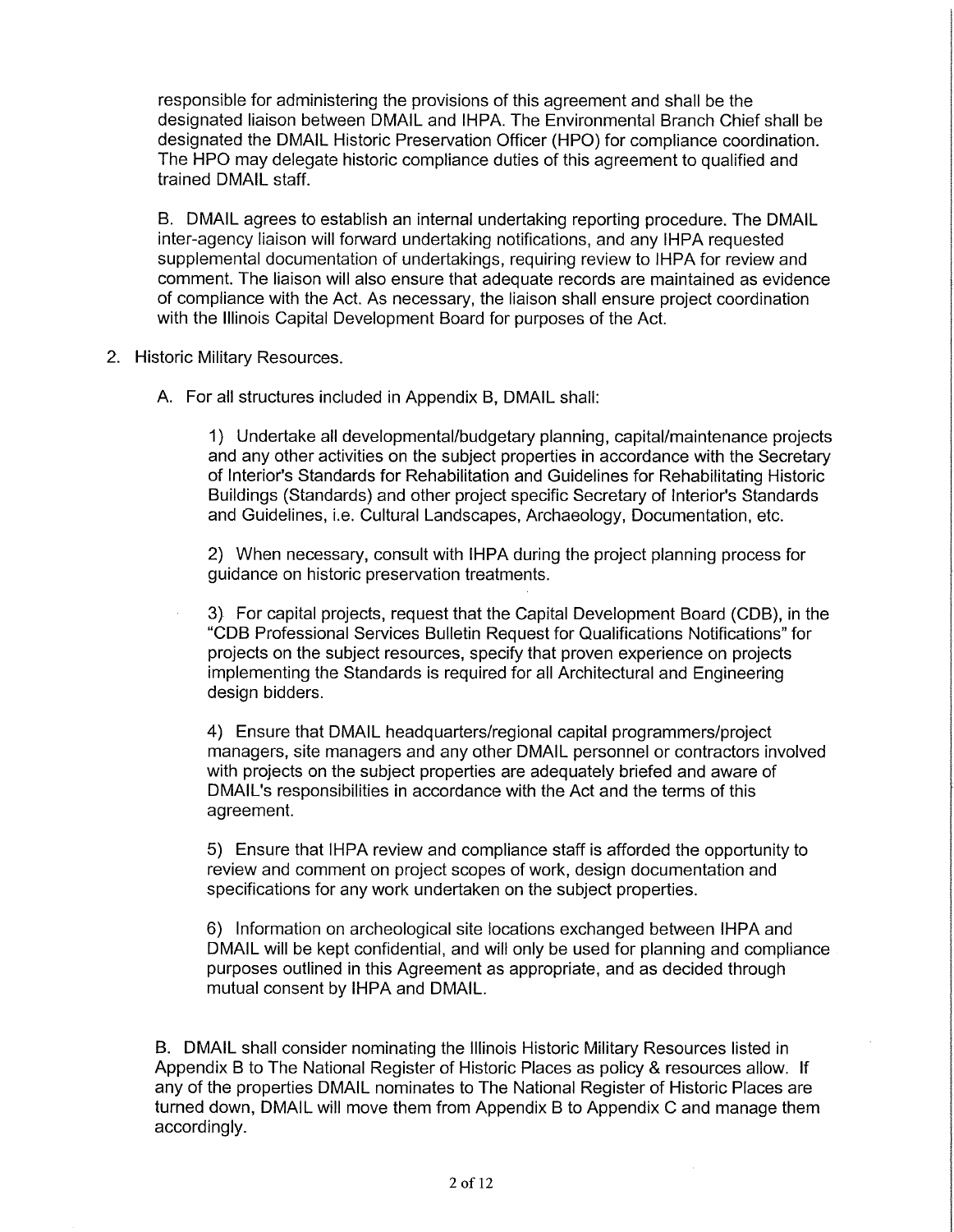responsible for administering the provisions of this agreement and shall be the designated liaison between DMAIL and IHPA. The Environmental Branch Chief shall be designated the DMAIL Historic Preservation Officer (HPO) for compliance coordination. The HPO may delegate historic compliance duties of this agreement to qualified and trained DMAIL staff.

B. DMAIL agrees to establish an internal undertaking reporting procedure. The DMAIL inter-agency liaison will forward undertaking notifications, and any IHPA requested supplemental documentation of undertakings, requiring review to IHPA for review and comment. The liaison will also ensure that adequate records are maintained as evidence of compliance with the Act. As necessary, the liaison shall ensure project coordination with the Illinois Capital Development Board for purposes of the Act.

2. Historic Military Resources.

   A. For all structures included in Appendix B, DMAIL shall:

      1) Undertake all developmental/budgetary planning, capital/maintenance projects and any other activities on the subject properties in accordance with the Secretary of Interior's Standards for Rehabilitation and Guidelines for Rehabilitating Historic Buildings (Standards) and other project specific Secretary of Interior's Standards and Guidelines, i.e. Cultural Landscapes, Archaeology, Documentation, etc.

      2) When necessary, consult with IHPA during the project planning process for guidance on historic preservation treatments.

      3) For capital projects, request that the Capital Development Board (CDB), in the "CDB Professional Services Bulletin Request for Qualifications Notifications" for projects on the subject resources, specify that proven experience on projects implementing the Standards is required for all Architectural and Engineering design bidders.

      4) Ensure that DMAIL headquarters/regional capital programmers/project managers, site managers and any other DMAIL personnel or contractors involved with projects on the subject properties are adequately briefed and aware of DMAIL's responsibilities in accordance with the Act and the terms of this agreement.

      5) Ensure that IHPA review and compliance staff is afforded the opportunity to review and comment on project scopes of work, design documentation and specifications for any work undertaken on the subject properties.

      6) Information on archeological site locations exchanged between IHPA and DMAIL will be kept confidential, and will only be used for planning and compliance purposes outlined in this Agreement as appropriate, and as decided through mutual consent by IHPA and DMAIL.

   B. DMAIL shall consider nominating the Illinois Historic Military Resources listed in Appendix B to The National Register of Historic Places as policy & resources allow. If any of the properties DMAIL nominates to The National Register of Historic Places are turned down, DMAIL will move them from Appendix B to Appendix C and manage them accordingly.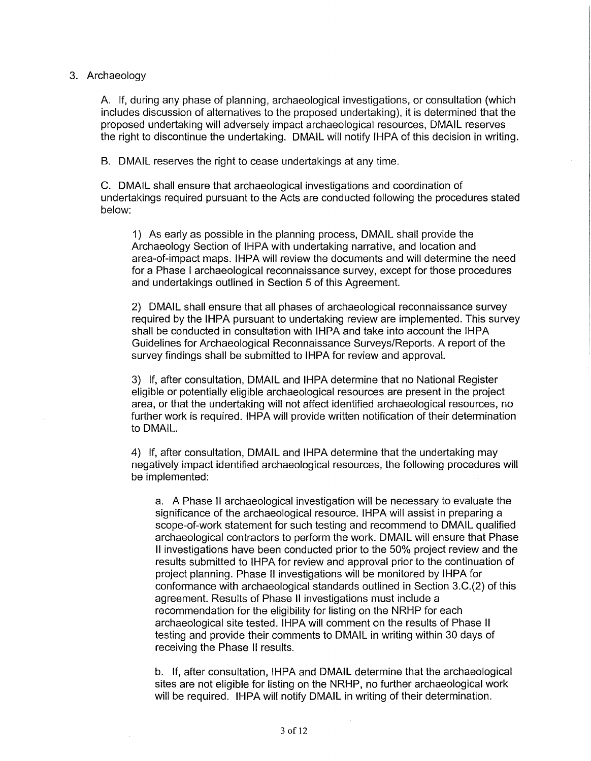3. Archaeology

A. If, during any phase of planning, archaeological investigations, or consultation (which includes discussion of alternatives to the proposed undertaking), it is determined that the proposed undertaking will adversely impact archaeological resources, DMAIL reserves the right to discontinue the undertaking. DMAIL will notify IHPA of this decision in writing.

B. DMAIL reserves the right to cease undertakings at any time.

C. DMAIL shall ensure that archaeological investigations and coordination of undertakings required pursuant to the Acts are conducted following the procedures stated below:

1) As early as possible in the planning process, DMAIL shall provide the Archaeology Section of IHPA with undertaking narrative, and location and area-of-impact maps. IHPA will review the documents and will determine the need for a Phase I archaeological reconnaissance survey, except for those procedures and undertakings outlined in Section 5 of this Agreement.

2) DMAIL shall ensure that all phases of archaeological reconnaissance survey required by the IHPA pursuant to undertaking review are implemented. This survey shall be conducted in consultation with IHPA and take into account the IHPA Guidelines for Archaeological Reconnaissance Surveys/Reports. A report of the survey findings shall be submitted to IHPA for review and approval.

3) If, after consultation, DMAIL and IHPA determine that no National Register eligible or potentially eligible archaeological resources are present in the project area, or that the undertaking will not affect identified archaeological resources, no further work is required. IHPA will provide written notification of their determination to DMAIL.

4) If, after consultation, DMAIL and IHPA determine that the undertaking may negatively impact identified archaeological resources, the following procedures will be implemented:

a. A Phase II archaeological investigation will be necessary to evaluate the significance of the archaeological resource. IHPA will assist in preparing a scope-of-work statement for such testing and recommend to DMAIL qualified archaeological contractors to perform the work. DMAIL will ensure that Phase II investigations have been conducted prior to the 50% project review and the results submitted to IHPA for review and approval prior to the continuation of project planning. Phase II investigations will be monitored by IHPA for conformance with archaeological standards outlined in Section 3.C.(2) of this agreement. Results of Phase II investigations must include a recommendation for the eligibility for listing on the NRHP for each archaeological site tested. IHPA will comment on the results of Phase II testing and provide their comments to DMAIL in writing within 30 days of receiving the Phase II results.

b. If, after consultation, IHPA and DMAIL determine that the archaeological sites are not eligible for listing on the NRHP, no further archaeological work will be required. IHPA will notify DMAIL in writing of their determination.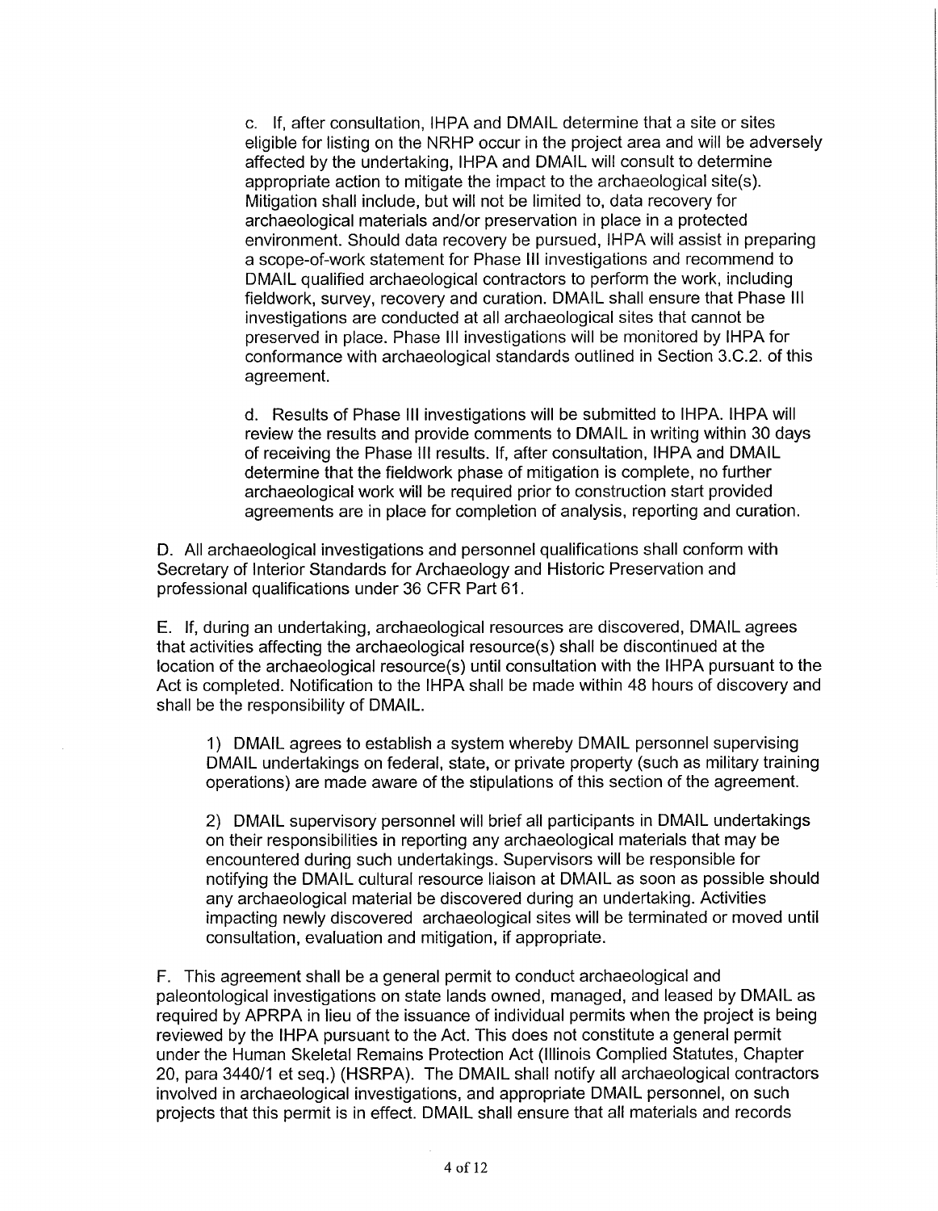c. If, after consultation, IHPA and DMAIL determine that a site or sites eligible for listing on the NRHP occur in the project area and will be adversely affected by the undertaking, IHPA and DMAIL will consult to determine appropriate action to mitigate the impact to the archaeological site(s). Mitigation shall include, but will not be limited to, data recovery for archaeological materials and/or preservation in place in a protected environment. Should data recovery be pursued, IHPA will assist in preparing a scope-of-work statement for Phase III investigations and recommend to DMAIL qualified archaeological contractors to perform the work, including fieldwork, survey, recovery and curation. DMAIL shall ensure that Phase III investigations are conducted at all archaeological sites that cannot be preserved in place. Phase III investigations will be monitored by IHPA for conformance with archaeological standards outlined in Section 3.C.2. of this agreement.

d. Results of Phase III investigations will be submitted to IHPA. IHPA will review the results and provide comments to DMAIL in writing within 30 days of receiving the Phase III results. If, after consultation, IHPA and DMAIL determine that the fieldwork phase of mitigation is complete, no further archaeological work will be required prior to construction start provided agreements are in place for completion of analysis, reporting and curation.

D. All archaeological investigations and personnel qualifications shall conform with Secretary of Interior Standards for Archaeology and Historic Preservation and professional qualifications under 36 CFR Part 61.

E. If, during an undertaking, archaeological resources are discovered, DMAIL agrees that activities affecting the archaeological resource(s) shall be discontinued at the location of the archaeological resource(s) until consultation with the IHPA pursuant to the Act is completed. Notification to the IHPA shall be made within 48 hours of discovery and shall be the responsibility of DMAIL.

1) DMAIL agrees to establish a system whereby DMAIL personnel supervising DMAIL undertakings on federal, state, or private property (such as military training operations) are made aware of the stipulations of this section of the agreement.

2) DMAIL supervisory personnel will brief all participants in DMAIL undertakings on their responsibilities in reporting any archaeological materials that may be encountered during such undertakings. Supervisors will be responsible for notifying the DMAIL cultural resource liaison at DMAIL as soon as possible should any archaeological material be discovered during an undertaking. Activities impacting newly discovered archaeological sites will be terminated or moved until consultation, evaluation and mitigation, if appropriate.

F. This agreement shall be a general permit to conduct archaeological and paleontological investigations on state lands owned, managed, and leased by DMAIL as required by APRPA in lieu of the issuance of individual permits when the project is being reviewed by the IHPA pursuant to the Act. This does not constitute a general permit under the Human Skeletal Remains Protection Act (Illinois Complied Statutes, Chapter 20, para 3440/1 et seq.) (HSRPA). The DMAIL shall notify all archaeological contractors involved in archaeological investigations, and appropriate DMAIL personnel, on such projects that this permit is in effect. DMAIL shall ensure that all materials and records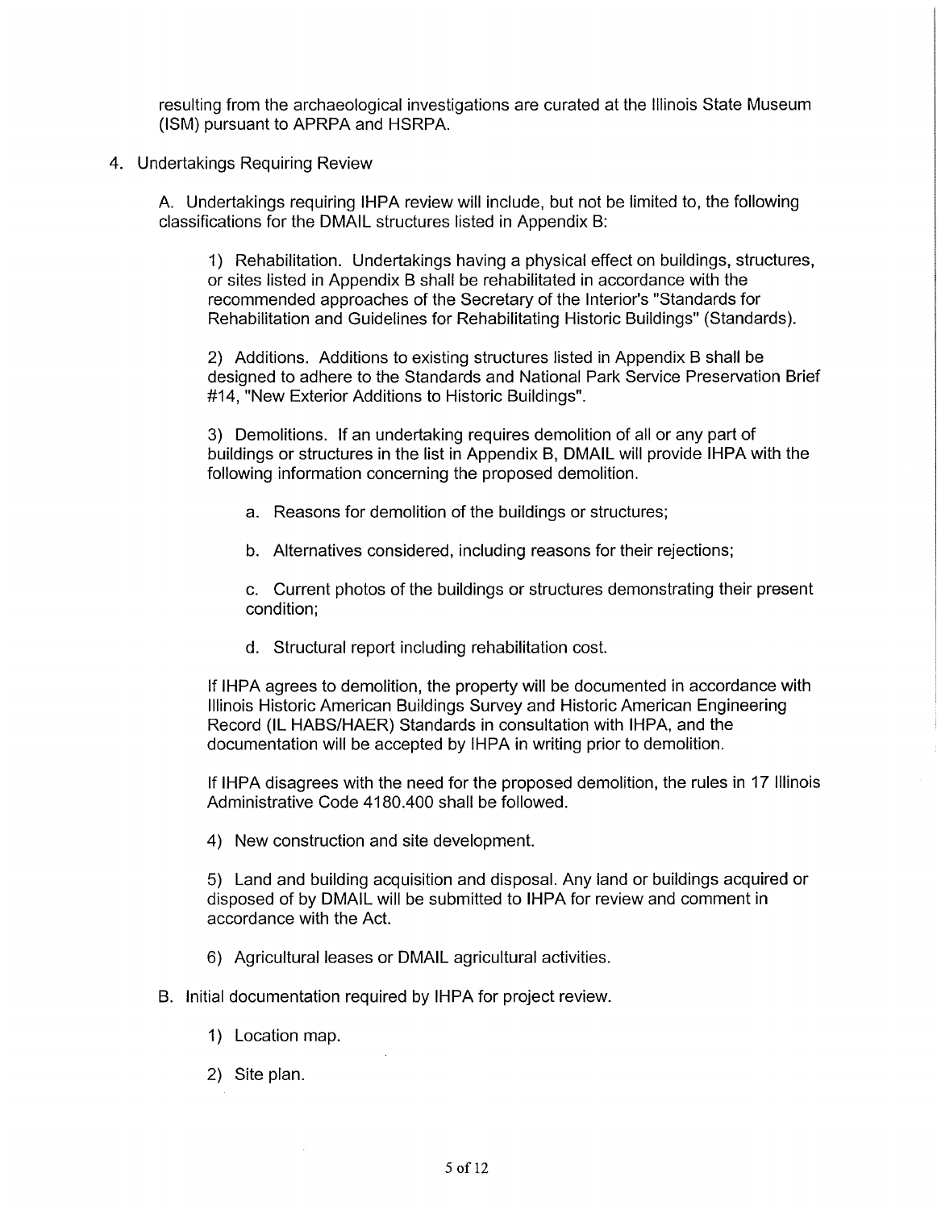resulting from the archaeological investigations are curated at the Illinois State Museum (ISM) pursuant to APRPA and HSRPA.

4. Undertakings Requiring Review

   A. Undertakings requiring IHPA review will include, but not be limited to, the following classifications for the DMAIL structures listed in Appendix B:

      1) Rehabilitation. Undertakings having a physical effect on buildings, structures, or sites listed in Appendix B shall be rehabilitated in accordance with the recommended approaches of the Secretary of the Interior's "Standards for Rehabilitation and Guidelines for Rehabilitating Historic Buildings" (Standards).

      2) Additions. Additions to existing structures listed in Appendix B shall be designed to adhere to the Standards and National Park Service Preservation Brief #14, "New Exterior Additions to Historic Buildings".

      3) Demolitions. If an undertaking requires demolition of all or any part of buildings or structures in the list in Appendix B, DMAIL will provide IHPA with the following information concerning the proposed demolition.

         a. Reasons for demolition of the buildings or structures;

         b. Alternatives considered, including reasons for their rejections;

         c. Current photos of the buildings or structures demonstrating their present condition;

         d. Structural report including rehabilitation cost.

      If IHPA agrees to demolition, the property will be documented in accordance with Illinois Historic American Buildings Survey and Historic American Engineering Record (IL HABS/HAER) Standards in consultation with IHPA, and the documentation will be accepted by IHPA in writing prior to demolition.

      If IHPA disagrees with the need for the proposed demolition, the rules in 17 Illinois Administrative Code 4180.400 shall be followed.

      4) New construction and site development.

      5) Land and building acquisition and disposal. Any land or buildings acquired or disposed of by DMAIL will be submitted to IHPA for review and comment in accordance with the Act.

      6) Agricultural leases or DMAIL agricultural activities.

   B. Initial documentation required by IHPA for project review.

      1) Location map.

      2) Site plan.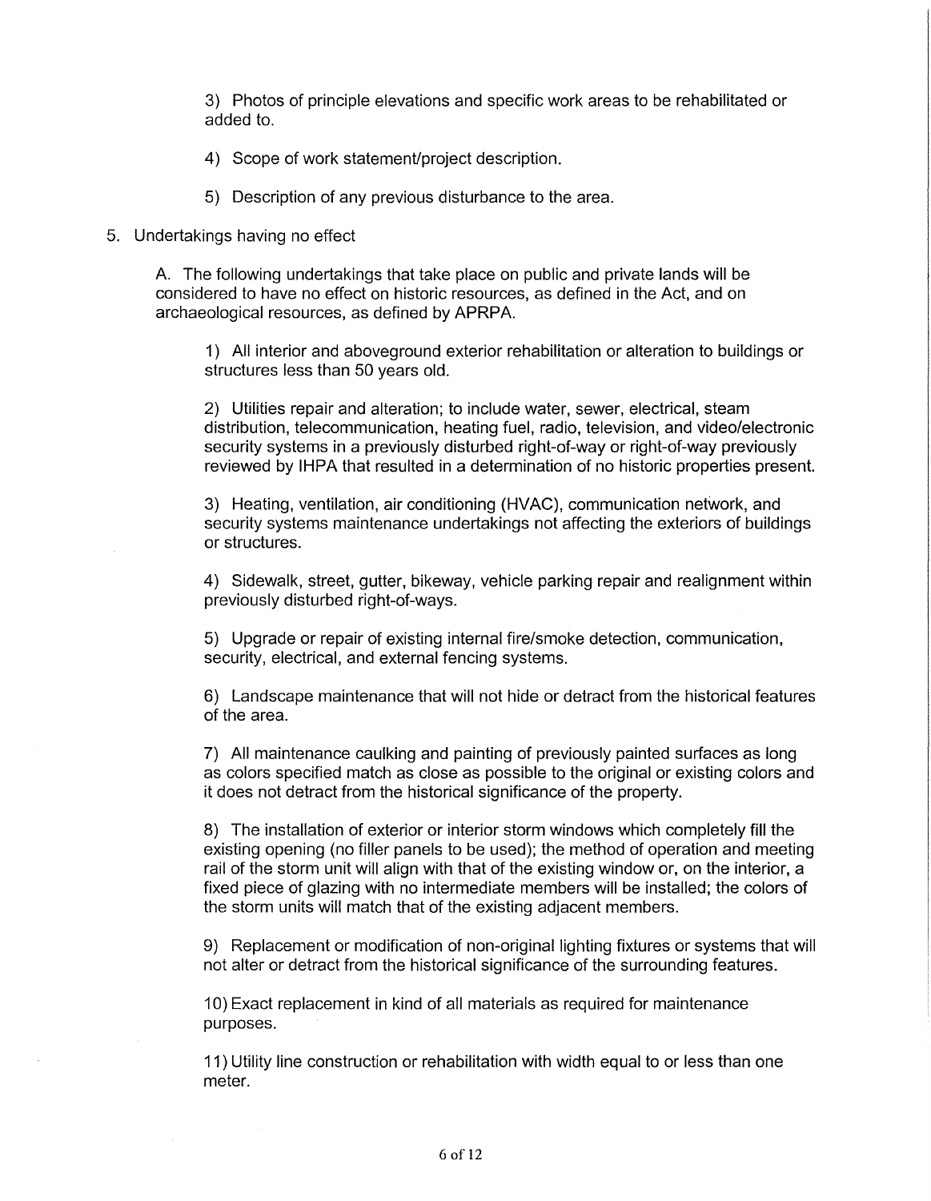3) Photos of principle elevations and specific work areas to be rehabilitated or added to.

4) Scope of work statement/project description.

5) Description of any previous disturbance to the area.

5. Undertakings having no effect

A. The following undertakings that take place on public and private lands will be considered to have no effect on historic resources, as defined in the Act, and on archaeological resources, as defined by APRPA.

1) All interior and aboveground exterior rehabilitation or alteration to buildings or structures less than 50 years old.

2) Utilities repair and alteration; to include water, sewer, electrical, steam distribution, telecommunication, heating fuel, radio, television, and video/electronic security systems in a previously disturbed right-of-way or right-of-way previously reviewed by IHPA that resulted in a determination of no historic properties present.

3) Heating, ventilation, air conditioning (HVAC), communication network, and security systems maintenance undertakings not affecting the exteriors of buildings or structures.

4) Sidewalk, street, gutter, bikeway, vehicle parking repair and realignment within previously disturbed right-of-ways.

5) Upgrade or repair of existing internal fire/smoke detection, communication, security, electrical, and external fencing systems.

6) Landscape maintenance that will not hide or detract from the historical features of the area.

7) All maintenance caulking and painting of previously painted surfaces as long as colors specified match as close as possible to the original or existing colors and it does not detract from the historical significance of the property.

8) The installation of exterior or interior storm windows which completely fill the existing opening (no filler panels to be used); the method of operation and meeting rail of the storm unit will align with that of the existing window or, on the interior, a fixed piece of glazing with no intermediate members will be installed; the colors of the storm units will match that of the existing adjacent members.

9) Replacement or modification of non-original lighting fixtures or systems that will not alter or detract from the historical significance of the surrounding features.

10) Exact replacement in kind of all materials as required for maintenance purposes.

11) Utility line construction or rehabilitation with width equal to or less than one meter.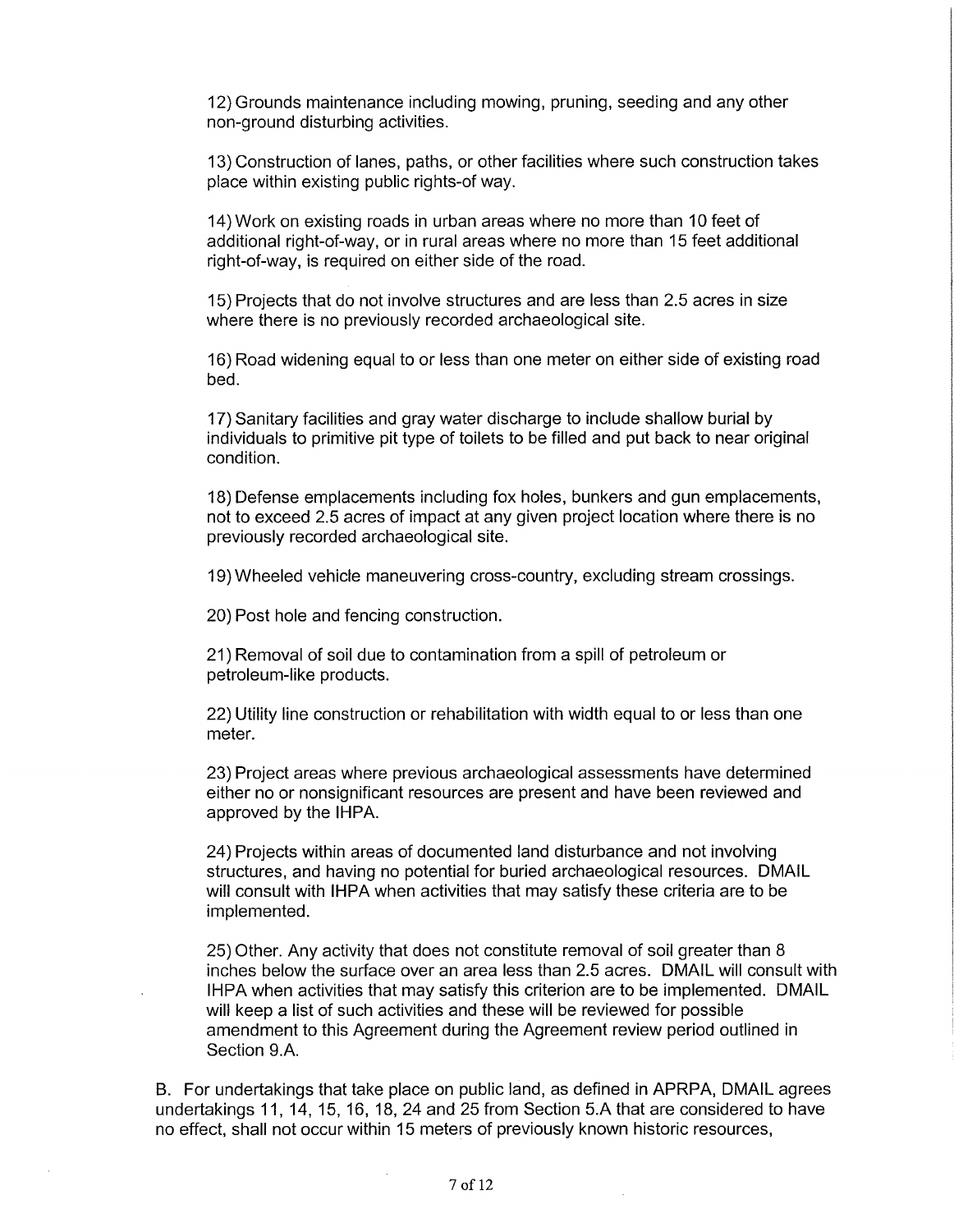12) Grounds maintenance including mowing, pruning, seeding and any other non-ground disturbing activities.

13) Construction of lanes, paths, or other facilities where such construction takes place within existing public rights-of way.

14) Work on existing roads in urban areas where no more than 10 feet of additional right-of-way, or in rural areas where no more than 15 feet additional right-of-way, is required on either side of the road.

15) Projects that do not involve structures and are less than 2.5 acres in size where there is no previously recorded archaeological site.

16) Road widening equal to or less than one meter on either side of existing road bed.

17) Sanitary facilities and gray water discharge to include shallow burial by individuals to primitive pit type of toilets to be filled and put back to near original condition.

18) Defense emplacements including fox holes, bunkers and gun emplacements, not to exceed 2.5 acres of impact at any given project location where there is no previously recorded archaeological site.

19) Wheeled vehicle maneuvering cross-country, excluding stream crossings.

20) Post hole and fencing construction.

21) Removal of soil due to contamination from a spill of petroleum or petroleum-like products.

22) Utility line construction or rehabilitation with width equal to or less than one meter.

23) Project areas where previous archaeological assessments have determined either no or nonsignificant resources are present and have been reviewed and approved by the IHPA.

24) Projects within areas of documented land disturbance and not involving structures, and having no potential for buried archaeological resources. DMAIL will consult with IHPA when activities that may satisfy these criteria are to be implemented.

25) Other. Any activity that does not constitute removal of soil greater than 8 inches below the surface over an area less than 2.5 acres. DMAIL will consult with IHPA when activities that may satisfy this criterion are to be implemented. DMAIL will keep a list of such activities and these will be reviewed for possible amendment to this Agreement during the Agreement review period outlined in Section 9.A.

B. For undertakings that take place on public land, as defined in APRPA, DMAIL agrees undertakings 11, 14, 15, 16, 18, 24 and 25 from Section 5.A that are considered to have no effect, shall not occur within 15 meters of previously known historic resources,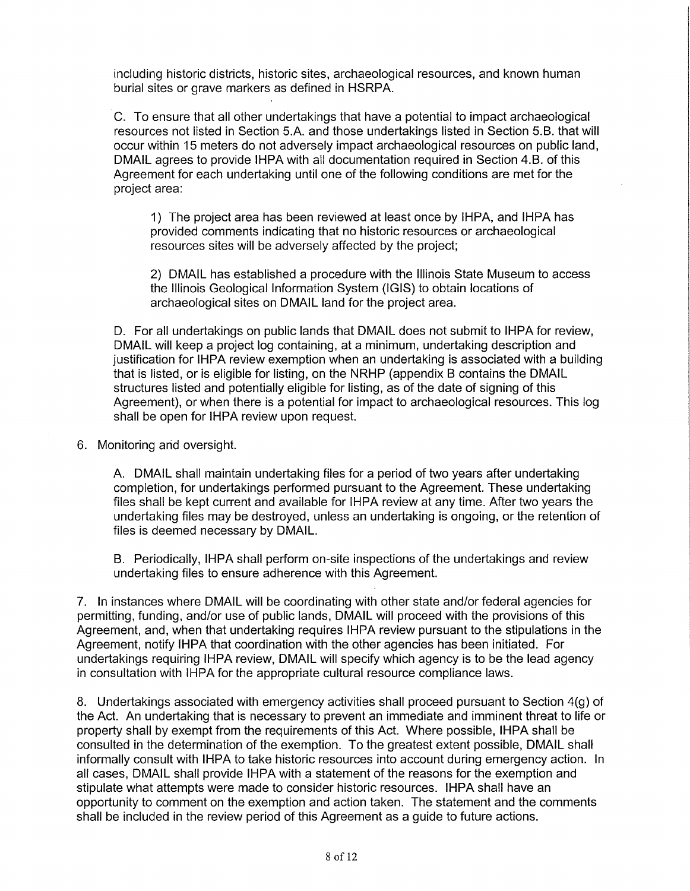including historic districts, historic sites, archaeological resources, and known human burial sites or grave markers as defined in HSRPA.

C. To ensure that all other undertakings that have a potential to impact archaeological resources not listed in Section 5.A. and those undertakings listed in Section 5.B. that will occur within 15 meters do not adversely impact archaeological resources on public land, DMAIL agrees to provide IHPA with all documentation required in Section 4.B. of this Agreement for each undertaking until one of the following conditions are met for the project area:

1) The project area has been reviewed at least once by IHPA, and IHPA has provided comments indicating that no historic resources or archaeological resources sites will be adversely affected by the project;

2) DMAIL has established a procedure with the Illinois State Museum to access the Illinois Geological Information System (IGIS) to obtain locations of archaeological sites on DMAIL land for the project area.

D. For all undertakings on public lands that DMAIL does not submit to IHPA for review, DMAIL will keep a project log containing, at a minimum, undertaking description and justification for IHPA review exemption when an undertaking is associated with a building that is listed, or is eligible for listing, on the NRHP (appendix B contains the DMAIL structures listed and potentially eligible for listing, as of the date of signing of this Agreement), or when there is a potential for impact to archaeological resources. This log shall be open for IHPA review upon request.

6. Monitoring and oversight.

A. DMAIL shall maintain undertaking files for a period of two years after undertaking completion, for undertakings performed pursuant to the Agreement. These undertaking files shall be kept current and available for IHPA review at any time. After two years the undertaking files may be destroyed, unless an undertaking is ongoing, or the retention of files is deemed necessary by DMAIL.

B. Periodically, IHPA shall perform on-site inspections of the undertakings and review undertaking files to ensure adherence with this Agreement.

7. In instances where DMAIL will be coordinating with other state and/or federal agencies for permitting, funding, and/or use of public lands, DMAIL will proceed with the provisions of this Agreement, and, when that undertaking requires IHPA review pursuant to the stipulations in the Agreement, notify IHPA that coordination with the other agencies has been initiated. For undertakings requiring IHPA review, DMAIL will specify which agency is to be the lead agency in consultation with IHPA for the appropriate cultural resource compliance laws.

8. Undertakings associated with emergency activities shall proceed pursuant to Section 4(g) of the Act. An undertaking that is necessary to prevent an immediate and imminent threat to life or property shall by exempt from the requirements of this Act. Where possible, IHPA shall be consulted in the determination of the exemption. To the greatest extent possible, DMAIL shall informally consult with IHPA to take historic resources into account during emergency action. In all cases, DMAIL shall provide IHPA with a statement of the reasons for the exemption and stipulate what attempts were made to consider historic resources. IHPA shall have an opportunity to comment on the exemption and action taken. The statement and the comments shall be included in the review period of this Agreement as a guide to future actions.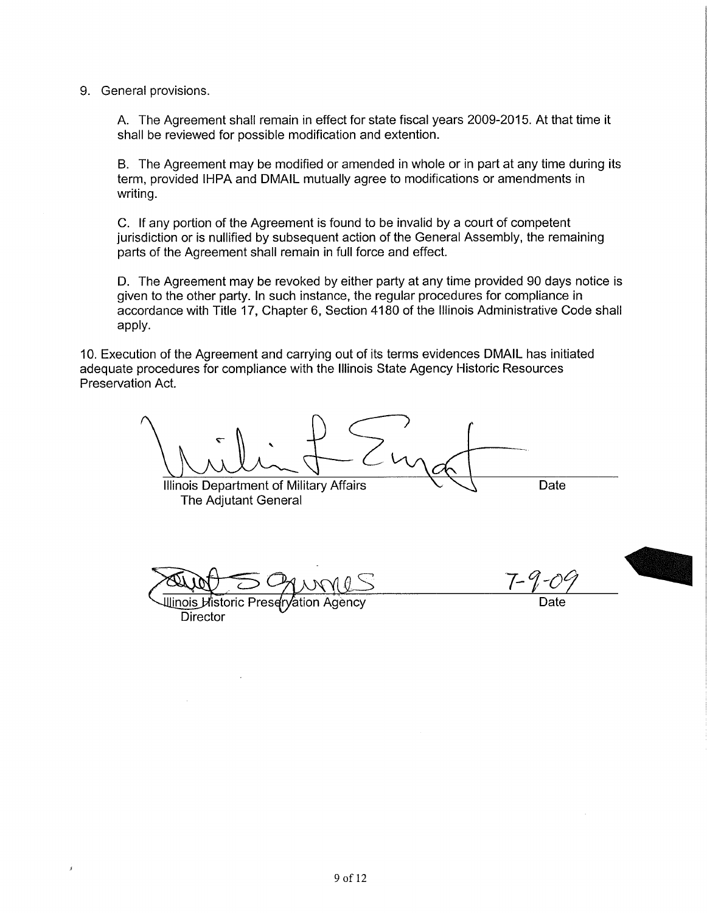9. General provisions.

   A. The Agreement shall remain in effect for state fiscal years 2009-2015. At that time it shall be reviewed for possible modification and extention.

   B. The Agreement may be modified or amended in whole or in part at any time during its term, provided IHPA and DMAIL mutually agree to modifications or amendments in writing.

   C. If any portion of the Agreement is found to be invalid by a court of competent jurisdiction or is nullified by subsequent action of the General Assembly, the remaining parts of the Agreement shall remain in full force and effect.

   D. The Agreement may be revoked by either party at any time provided 90 days notice is given to the other party. In such instance, the regular procedures for compliance in accordance with Title 17, Chapter 6, Section 4180 of the Illinois Administrative Code shall apply.

10. Execution of the Agreement and carrying out of its terms evidences DMAIL has initiated adequate procedures for compliance with the Illinois State Agency Historic Resources Preservation Act.

Illinois Department of Military Affairs
The Adjutant General  Date

Illinois Historic Preservation Agency
Director  7-9-09
Date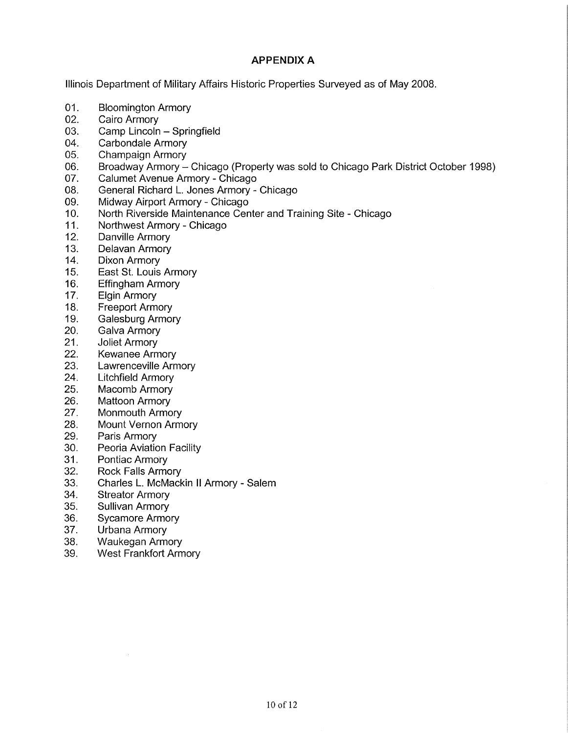## APPENDIX A

Illinois Department of Military Affairs Historic Properties Surveyed as of May 2008.

01. Bloomington Armory
02. Cairo Armory
03. Camp Lincoln – Springfield
04. Carbondale Armory
05. Champaign Armory
06. Broadway Armory – Chicago (Property was sold to Chicago Park District October 1998)
07. Calumet Avenue Armory - Chicago
08. General Richard L. Jones Armory - Chicago
09. Midway Airport Armory - Chicago
10. North Riverside Maintenance Center and Training Site - Chicago
11. Northwest Armory - Chicago
12. Danville Armory
13. Delavan Armory
14. Dixon Armory
15. East St. Louis Armory
16. Effingham Armory
17. Elgin Armory
18. Freeport Armory
19. Galesburg Armory
20. Galva Armory
21. Joliet Armory
22. Kewanee Armory
23. Lawrenceville Armory
24. Litchfield Armory
25. Macomb Armory
26. Mattoon Armory
27. Monmouth Armory
28. Mount Vernon Armory
29. Paris Armory
30. Peoria Aviation Facility
31. Pontiac Armory
32. Rock Falls Armory
33. Charles L. McMackin II Armory - Salem
34. Streator Armory
35. Sullivan Armory
36. Sycamore Armory
37. Urbana Armory
38. Waukegan Armory
39. West Frankfort Armory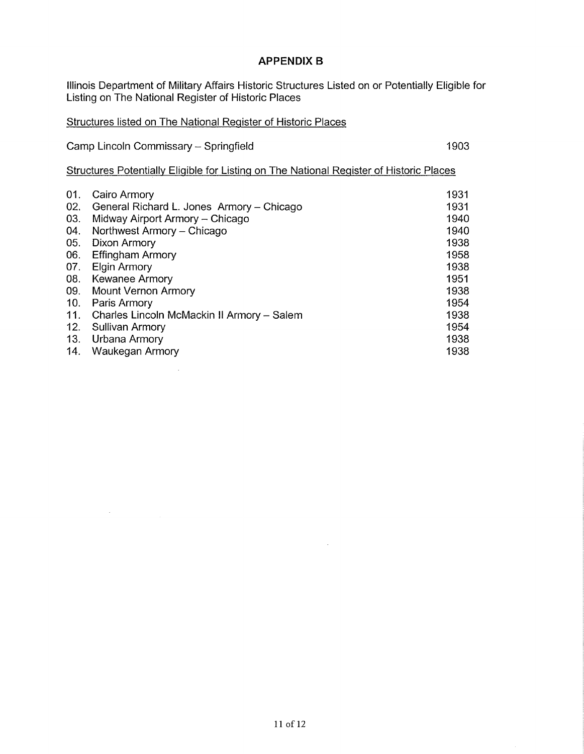## APPENDIX B

Illinois Department of Military Affairs Historic Structures Listed on or Potentially Eligible for Listing on The National Register of Historic Places

Structures listed on The National Register of Historic Places

| Structure | Year |
|---|---|
| Camp Lincoln Commissary – Springfield | 1903 |

Structures Potentially Eligible for Listing on The National Register of Historic Places

| No. | Structure | Year |
|---|---|---|
| 01. | Cairo Armory | 1931 |
| 02. | General Richard L. Jones Armory – Chicago | 1931 |
| 03. | Midway Airport Armory – Chicago | 1940 |
| 04. | Northwest Armory – Chicago | 1940 |
| 05. | Dixon Armory | 1938 |
| 06. | Effingham Armory | 1958 |
| 07. | Elgin Armory | 1938 |
| 08. | Kewanee Armory | 1951 |
| 09. | Mount Vernon Armory | 1938 |
| 10. | Paris Armory | 1954 |
| 11. | Charles Lincoln McMackin II Armory – Salem | 1938 |
| 12. | Sullivan Armory | 1954 |
| 13. | Urbana Armory | 1938 |
| 14. | Waukegan Armory | 1938 |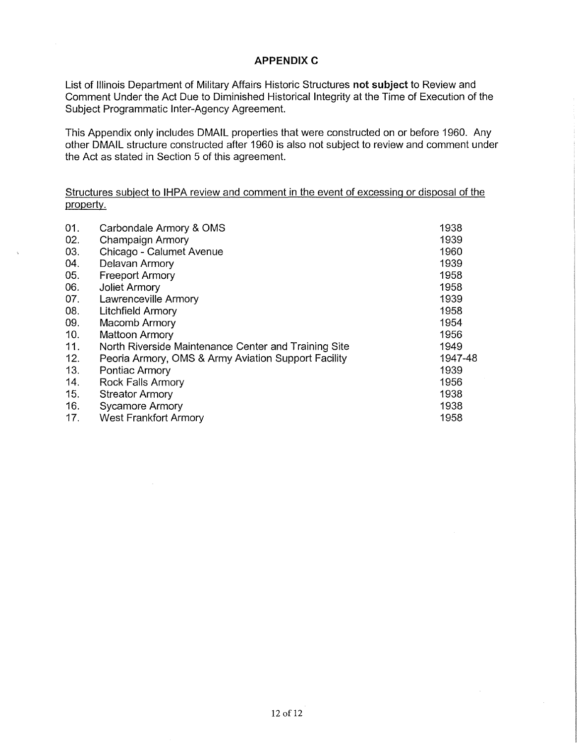## APPENDIX C

List of Illinois Department of Military Affairs Historic Structures **not subject** to Review and Comment Under the Act Due to Diminished Historical Integrity at the Time of Execution of the Subject Programmatic Inter-Agency Agreement.

This Appendix only includes DMAIL properties that were constructed on or before 1960. Any other DMAIL structure constructed after 1960 is also not subject to review and comment under the Act as stated in Section 5 of this agreement.

<u>Structures subject to IHPA review and comment in the event of excessing or disposal of the property.</u>

| | | |
|---|---|---|
| 01. | Carbondale Armory & OMS | 1938 |
| 02. | Champaign Armory | 1939 |
| 03. | Chicago - Calumet Avenue | 1960 |
| 04. | Delavan Armory | 1939 |
| 05. | Freeport Armory | 1958 |
| 06. | Joliet Armory | 1958 |
| 07. | Lawrenceville Armory | 1939 |
| 08. | Litchfield Armory | 1958 |
| 09. | Macomb Armory | 1954 |
| 10. | Mattoon Armory | 1956 |
| 11. | North Riverside Maintenance Center and Training Site | 1949 |
| 12. | Peoria Armory, OMS & Army Aviation Support Facility | 1947-48 |
| 13. | Pontiac Armory | 1939 |
| 14. | Rock Falls Armory | 1956 |
| 15. | Streator Armory | 1938 |
| 16. | Sycamore Armory | 1938 |
| 17. | West Frankfort Armory | 1958 |